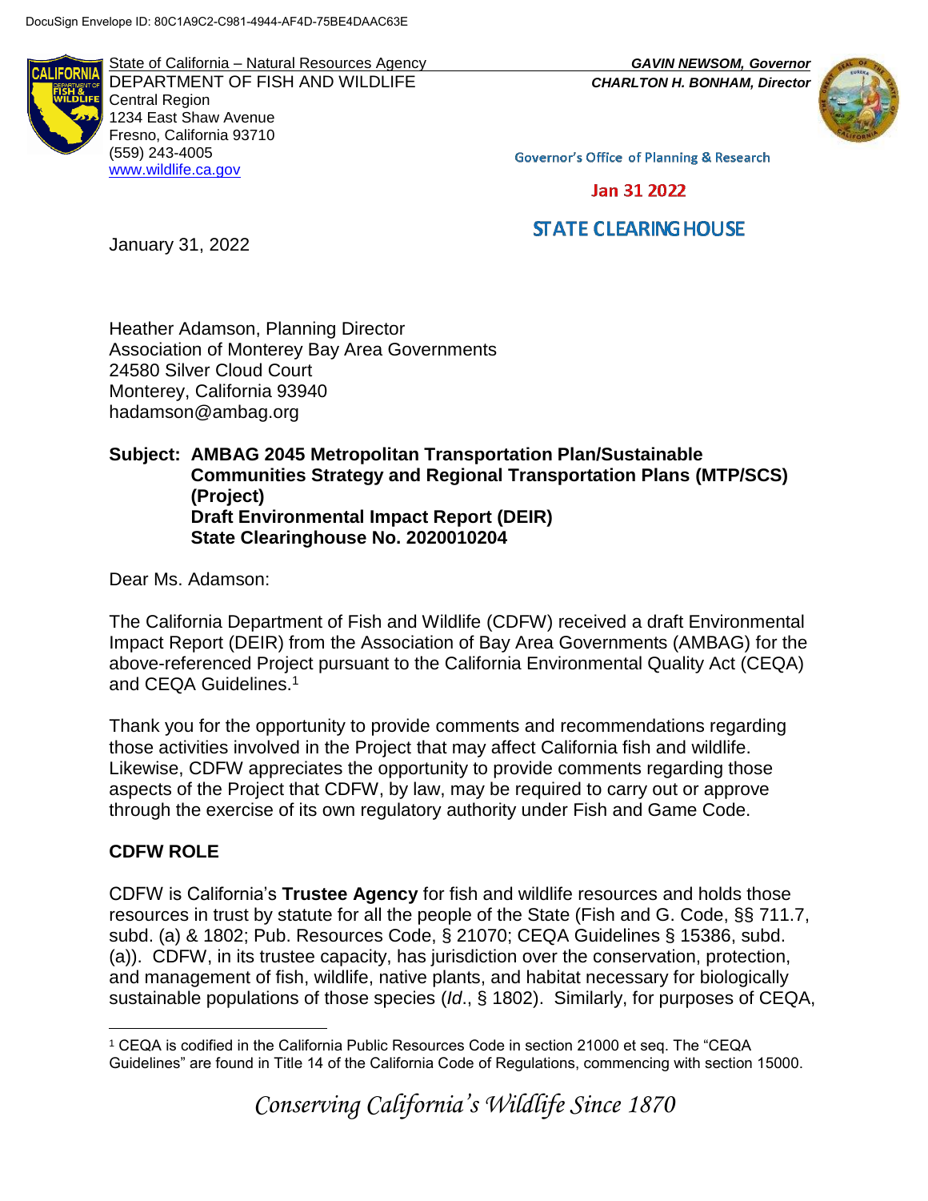DocuSign Envelope ID: 80C1A9C2-C981-4944-AF4D-75BE4DAAC63E

State of California – Natural Resources Agency
DEPARTMENT OF FISH AND WILDLIFE
Central Region
1234 East Shaw Avenue
Fresno, California 93710
(559) 243-4005
www.wildlife.ca.gov

*GAVIN NEWSOM, Governor*
*CHARLTON H. BONHAM, Director*

Governor's Office of Planning & Research

Jan 31 2022

STATE CLEARING HOUSE

January 31, 2022

Heather Adamson, Planning Director
Association of Monterey Bay Area Governments
24580 Silver Cloud Court
Monterey, California 93940
hadamson@ambag.org

**Subject: AMBAG 2045 Metropolitan Transportation Plan/Sustainable Communities Strategy and Regional Transportation Plans (MTP/SCS) (Project)**
**Draft Environmental Impact Report (DEIR)**
**State Clearinghouse No. 2020010204**

Dear Ms. Adamson:

The California Department of Fish and Wildlife (CDFW) received a draft Environmental Impact Report (DEIR) from the Association of Bay Area Governments (AMBAG) for the above-referenced Project pursuant to the California Environmental Quality Act (CEQA) and CEQA Guidelines.[1]

Thank you for the opportunity to provide comments and recommendations regarding those activities involved in the Project that may affect California fish and wildlife. Likewise, CDFW appreciates the opportunity to provide comments regarding those aspects of the Project that CDFW, by law, may be required to carry out or approve through the exercise of its own regulatory authority under Fish and Game Code.

## CDFW ROLE

CDFW is California's **Trustee Agency** for fish and wildlife resources and holds those resources in trust by statute for all the people of the State (Fish and G. Code, §§ 711.7, subd. (a) & 1802; Pub. Resources Code, § 21070; CEQA Guidelines § 15386, subd. (a)). CDFW, in its trustee capacity, has jurisdiction over the conservation, protection, and management of fish, wildlife, native plants, and habitat necessary for biologically sustainable populations of those species (*Id*., § 1802). Similarly, for purposes of CEQA,

[1] CEQA is codified in the California Public Resources Code in section 21000 et seq. The "CEQA Guidelines" are found in Title 14 of the California Code of Regulations, commencing with section 15000.

*Conserving California's Wildlife Since 1870*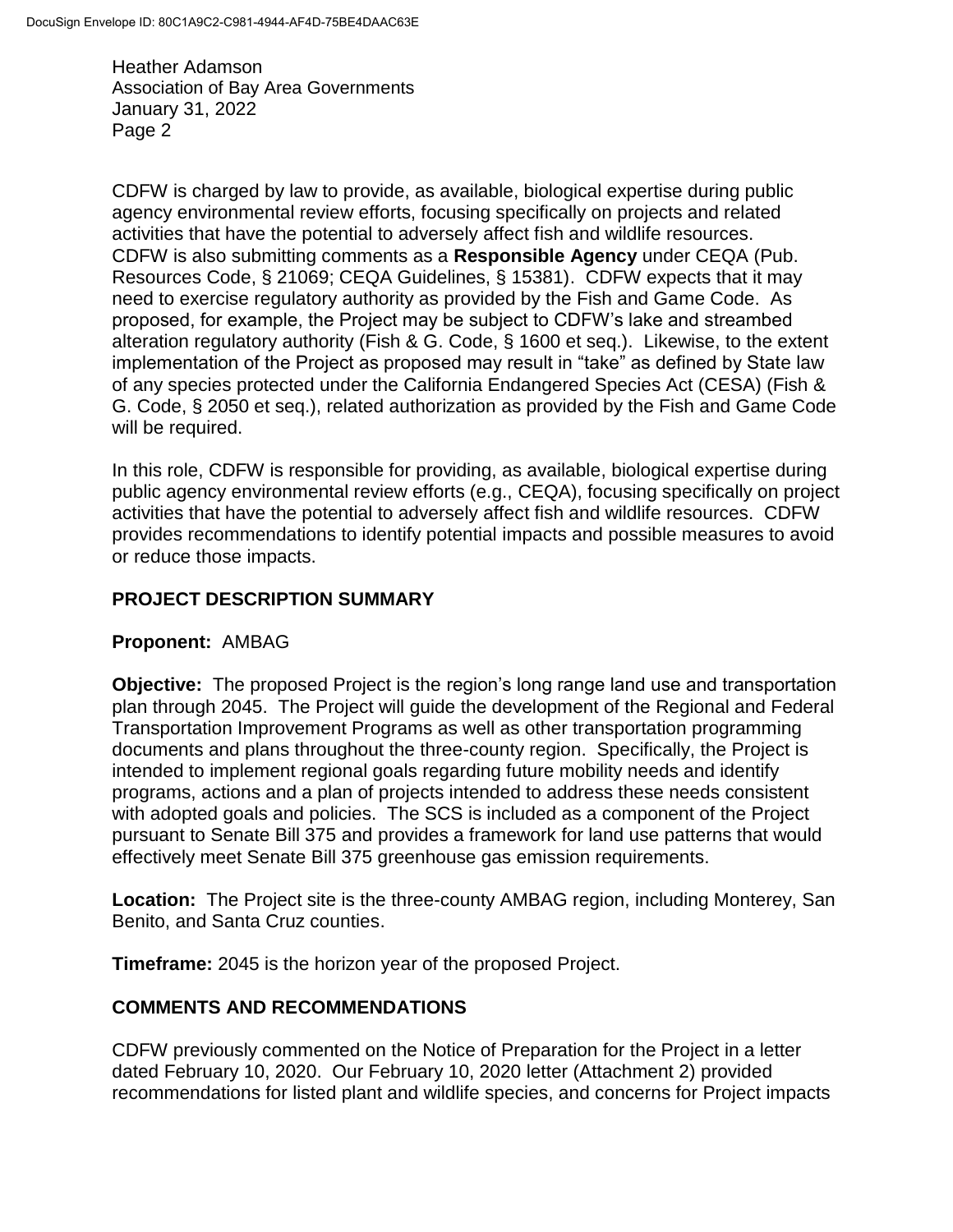CDFW is charged by law to provide, as available, biological expertise during public agency environmental review efforts, focusing specifically on projects and related activities that have the potential to adversely affect fish and wildlife resources. CDFW is also submitting comments as a **Responsible Agency** under CEQA (Pub. Resources Code, § 21069; CEQA Guidelines, § 15381). CDFW expects that it may need to exercise regulatory authority as provided by the Fish and Game Code. As proposed, for example, the Project may be subject to CDFW's lake and streambed alteration regulatory authority (Fish & G. Code, § 1600 et seq.). Likewise, to the extent implementation of the Project as proposed may result in "take" as defined by State law of any species protected under the California Endangered Species Act (CESA) (Fish & G. Code, § 2050 et seq.), related authorization as provided by the Fish and Game Code will be required.

In this role, CDFW is responsible for providing, as available, biological expertise during public agency environmental review efforts (e.g., CEQA), focusing specifically on project activities that have the potential to adversely affect fish and wildlife resources. CDFW provides recommendations to identify potential impacts and possible measures to avoid or reduce those impacts.

## PROJECT DESCRIPTION SUMMARY

**Proponent:** AMBAG

**Objective:** The proposed Project is the region's long range land use and transportation plan through 2045. The Project will guide the development of the Regional and Federal Transportation Improvement Programs as well as other transportation programming documents and plans throughout the three-county region. Specifically, the Project is intended to implement regional goals regarding future mobility needs and identify programs, actions and a plan of projects intended to address these needs consistent with adopted goals and policies. The SCS is included as a component of the Project pursuant to Senate Bill 375 and provides a framework for land use patterns that would effectively meet Senate Bill 375 greenhouse gas emission requirements.

**Location:** The Project site is the three-county AMBAG region, including Monterey, San Benito, and Santa Cruz counties.

**Timeframe:** 2045 is the horizon year of the proposed Project.

## COMMENTS AND RECOMMENDATIONS

CDFW previously commented on the Notice of Preparation for the Project in a letter dated February 10, 2020. Our February 10, 2020 letter (Attachment 2) provided recommendations for listed plant and wildlife species, and concerns for Project impacts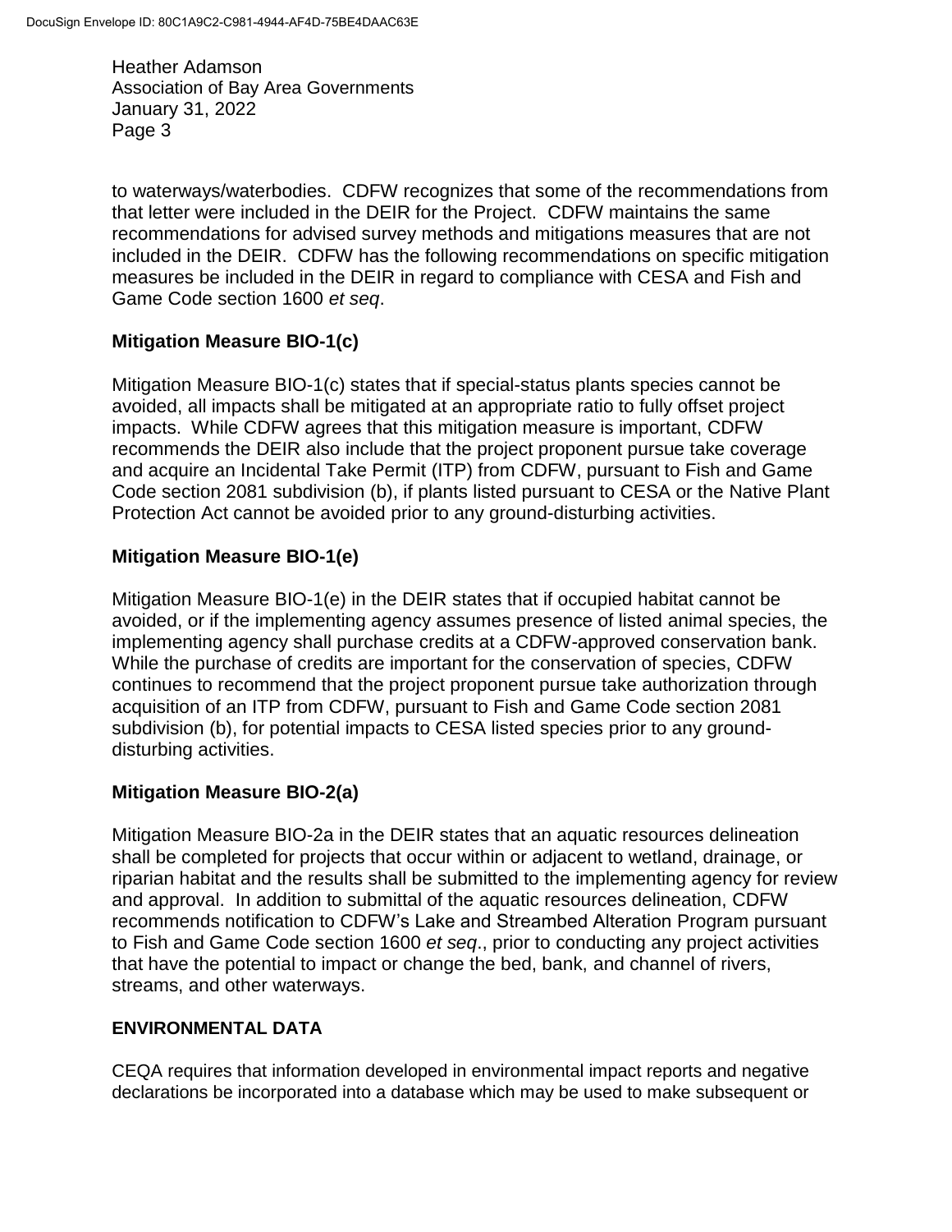to waterways/waterbodies. CDFW recognizes that some of the recommendations from that letter were included in the DEIR for the Project. CDFW maintains the same recommendations for advised survey methods and mitigations measures that are not included in the DEIR. CDFW has the following recommendations on specific mitigation measures be included in the DEIR in regard to compliance with CESA and Fish and Game Code section 1600 *et seq*.

**Mitigation Measure BIO-1(c)**

Mitigation Measure BIO-1(c) states that if special-status plants species cannot be avoided, all impacts shall be mitigated at an appropriate ratio to fully offset project impacts. While CDFW agrees that this mitigation measure is important, CDFW recommends the DEIR also include that the project proponent pursue take coverage and acquire an Incidental Take Permit (ITP) from CDFW, pursuant to Fish and Game Code section 2081 subdivision (b), if plants listed pursuant to CESA or the Native Plant Protection Act cannot be avoided prior to any ground-disturbing activities.

**Mitigation Measure BIO-1(e)**

Mitigation Measure BIO-1(e) in the DEIR states that if occupied habitat cannot be avoided, or if the implementing agency assumes presence of listed animal species, the implementing agency shall purchase credits at a CDFW-approved conservation bank. While the purchase of credits are important for the conservation of species, CDFW continues to recommend that the project proponent pursue take authorization through acquisition of an ITP from CDFW, pursuant to Fish and Game Code section 2081 subdivision (b), for potential impacts to CESA listed species prior to any ground-disturbing activities.

**Mitigation Measure BIO-2(a)**

Mitigation Measure BIO-2a in the DEIR states that an aquatic resources delineation shall be completed for projects that occur within or adjacent to wetland, drainage, or riparian habitat and the results shall be submitted to the implementing agency for review and approval. In addition to submittal of the aquatic resources delineation, CDFW recommends notification to CDFW's Lake and Streambed Alteration Program pursuant to Fish and Game Code section 1600 *et seq*., prior to conducting any project activities that have the potential to impact or change the bed, bank, and channel of rivers, streams, and other waterways.

**ENVIRONMENTAL DATA**

CEQA requires that information developed in environmental impact reports and negative declarations be incorporated into a database which may be used to make subsequent or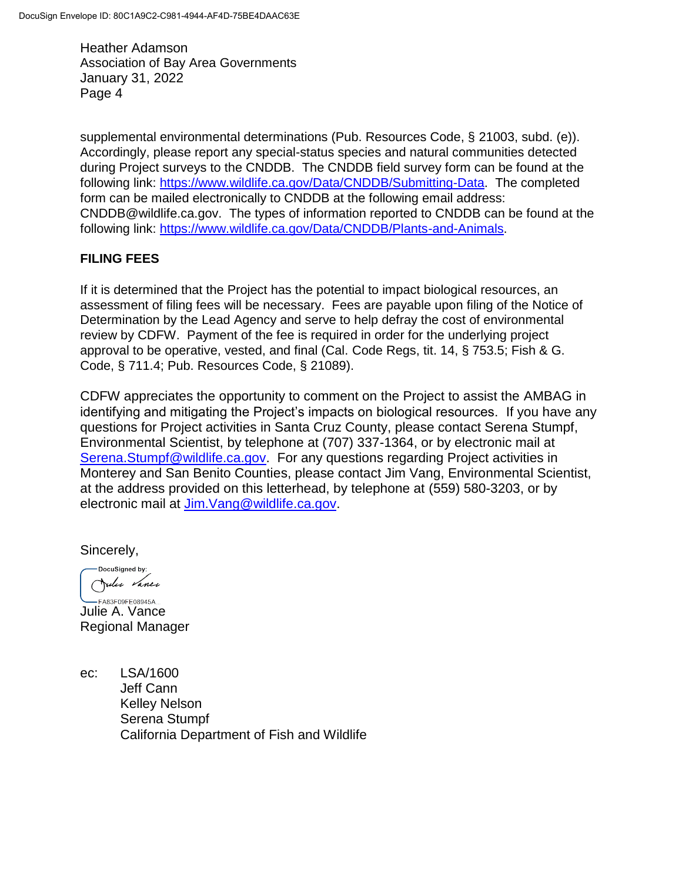supplemental environmental determinations (Pub. Resources Code, § 21003, subd. (e)). Accordingly, please report any special-status species and natural communities detected during Project surveys to the CNDDB. The CNDDB field survey form can be found at the following link: https://www.wildlife.ca.gov/Data/CNDDB/Submitting-Data. The completed form can be mailed electronically to CNDDB at the following email address: CNDDB@wildlife.ca.gov. The types of information reported to CNDDB can be found at the following link: https://www.wildlife.ca.gov/Data/CNDDB/Plants-and-Animals.

## FILING FEES

If it is determined that the Project has the potential to impact biological resources, an assessment of filing fees will be necessary. Fees are payable upon filing of the Notice of Determination by the Lead Agency and serve to help defray the cost of environmental review by CDFW. Payment of the fee is required in order for the underlying project approval to be operative, vested, and final (Cal. Code Regs, tit. 14, § 753.5; Fish & G. Code, § 711.4; Pub. Resources Code, § 21089).

CDFW appreciates the opportunity to comment on the Project to assist the AMBAG in identifying and mitigating the Project's impacts on biological resources. If you have any questions for Project activities in Santa Cruz County, please contact Serena Stumpf, Environmental Scientist, by telephone at (707) 337-1364, or by electronic mail at Serena.Stumpf@wildlife.ca.gov. For any questions regarding Project activities in Monterey and San Benito Counties, please contact Jim Vang, Environmental Scientist, at the address provided on this letterhead, by telephone at (559) 580-3203, or by electronic mail at Jim.Vang@wildlife.ca.gov.

Sincerely,

DocuSigned by:
Julie Vance
FA83F09FE08945A...

Julie A. Vance
Regional Manager

ec: LSA/1600
Jeff Cann
Kelley Nelson
Serena Stumpf
California Department of Fish and Wildlife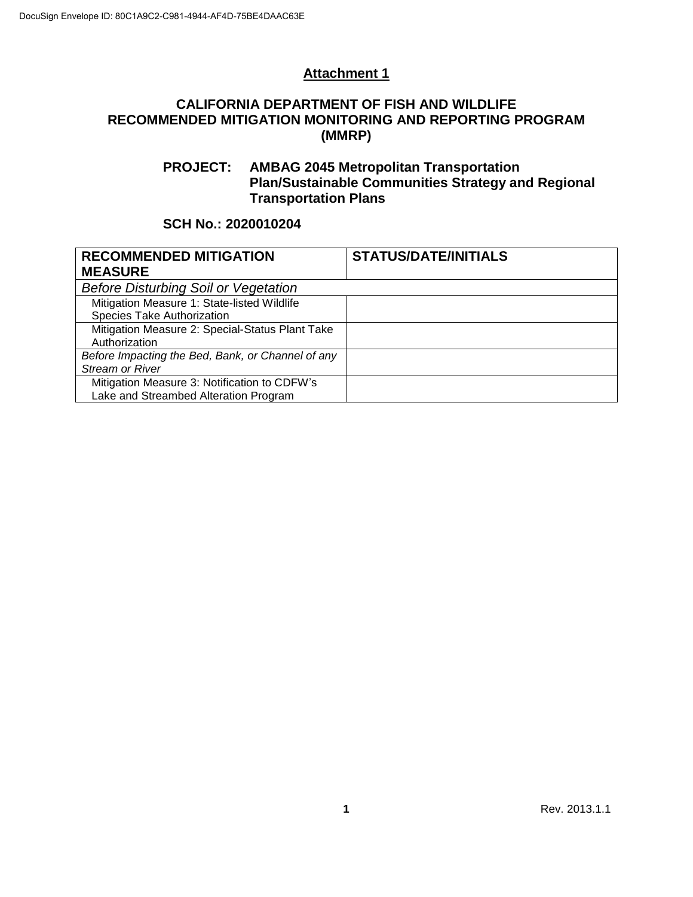## Attachment 1

**CALIFORNIA DEPARTMENT OF FISH AND WILDLIFE RECOMMENDED MITIGATION MONITORING AND REPORTING PROGRAM (MMRP)**

**PROJECT: AMBAG 2045 Metropolitan Transportation Plan/Sustainable Communities Strategy and Regional Transportation Plans**

**SCH No.: 2020010204**

| **RECOMMENDED MITIGATION MEASURE** | **STATUS/DATE/INITIALS** |
|---|---|
| *Before Disturbing Soil or Vegetation* | |
| Mitigation Measure 1: State-listed Wildlife Species Take Authorization | |
| Mitigation Measure 2: Special-Status Plant Take Authorization | |
| *Before Impacting the Bed, Bank, or Channel of any Stream or River* | |
| Mitigation Measure 3: Notification to CDFW's Lake and Streambed Alteration Program | |

Rev. 2013.1.1